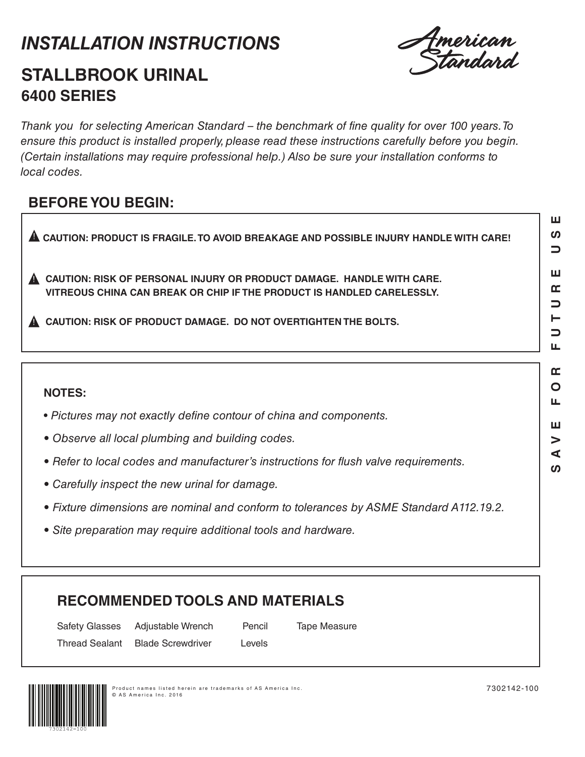# *INSTALLATION INSTRUCTIONS*

American Standard

## STALLBROOK URINAL
### 6400 SERIES

*Thank you for selecting American Standard – the benchmark of fine quality for over 100 years. To ensure this product is installed properly, please read these instructions carefully before you begin. (Certain installations may require professional help.) Also be sure your installation conforms to local codes.*

## BEFORE YOU BEGIN:

⚠ **CAUTION: PRODUCT IS FRAGILE. TO AVOID BREAKAGE AND POSSIBLE INJURY HANDLE WITH CARE!**

⚠ **CAUTION: RISK OF PERSONAL INJURY OR PRODUCT DAMAGE. HANDLE WITH CARE. VITREOUS CHINA CAN BREAK OR CHIP IF THE PRODUCT IS HANDLED CARELESSLY.**

⚠ **CAUTION: RISK OF PRODUCT DAMAGE. DO NOT OVERTIGHTEN THE BOLTS.**

**NOTES:**

- *Pictures may not exactly define contour of china and components.*
- *Observe all local plumbing and building codes.*
- *Refer to local codes and manufacturer's instructions for flush valve requirements.*
- *Carefully inspect the new urinal for damage.*
- *Fixture dimensions are nominal and conform to tolerances by ASME Standard A112.19.2.*
- *Site preparation may require additional tools and hardware.*

## RECOMMENDED TOOLS AND MATERIALS

| | | | |
|---|---|---|---|
| Safety Glasses | Adjustable Wrench | Pencil | Tape Measure |
| Thread Sealant | Blade Screwdriver | Levels | |

SAVE FOR FUTURE USE

Product names listed herein are trademarks of AS America Inc.
© AS America Inc. 2016

7302142-100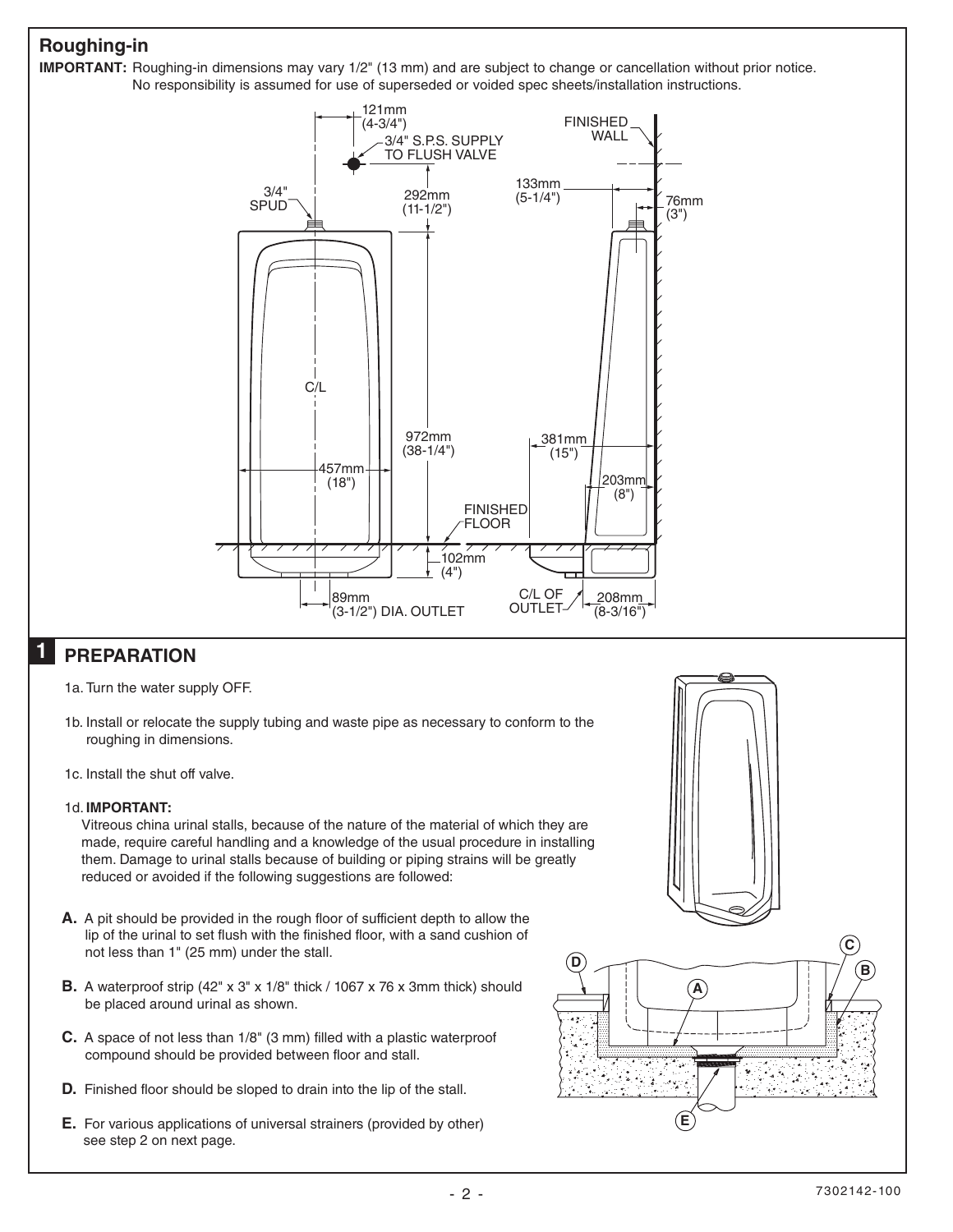## Roughing-in

**IMPORTANT:** Roughing-in dimensions may vary 1/2" (13 mm) and are subject to change or cancellation without prior notice. No responsibility is assumed for use of superseded or voided spec sheets/installation instructions.

121mm (4-3/4")
3/4" S.P.S. SUPPLY TO FLUSH VALVE
3/4" SPUD
292mm (11-1/2")
C/L
972mm (38-1/4")
457mm (18")
FINISHED FLOOR
102mm (4")
89mm (3-1/2") DIA. OUTLET
FINISHED WALL
133mm (5-1/4")
76mm (3")
381mm (15")
203mm (8")
C/L OF OUTLET
208mm (8-3/16")

## 1 PREPARATION

1a. Turn the water supply OFF.

1b. Install or relocate the supply tubing and waste pipe as necessary to conform to the roughing in dimensions.

1c. Install the shut off valve.

1d. **IMPORTANT:**
Vitreous china urinal stalls, because of the nature of the material of which they are made, require careful handling and a knowledge of the usual procedure in installing them. Damage to urinal stalls because of building or piping strains will be greatly reduced or avoided if the following suggestions are followed:

**A.** A pit should be provided in the rough floor of sufficient depth to allow the lip of the urinal to set flush with the finished floor, with a sand cushion of not less than 1" (25 mm) under the stall.

**B.** A waterproof strip (42" x 3" x 1/8" thick / 1067 x 76 x 3mm thick) should be placed around urinal as shown.

**C.** A space of not less than 1/8" (3 mm) filled with a plastic waterproof compound should be provided between floor and stall.

**D.** Finished floor should be sloped to drain into the lip of the stall.

**E.** For various applications of universal strainers (provided by other) see step 2 on next page.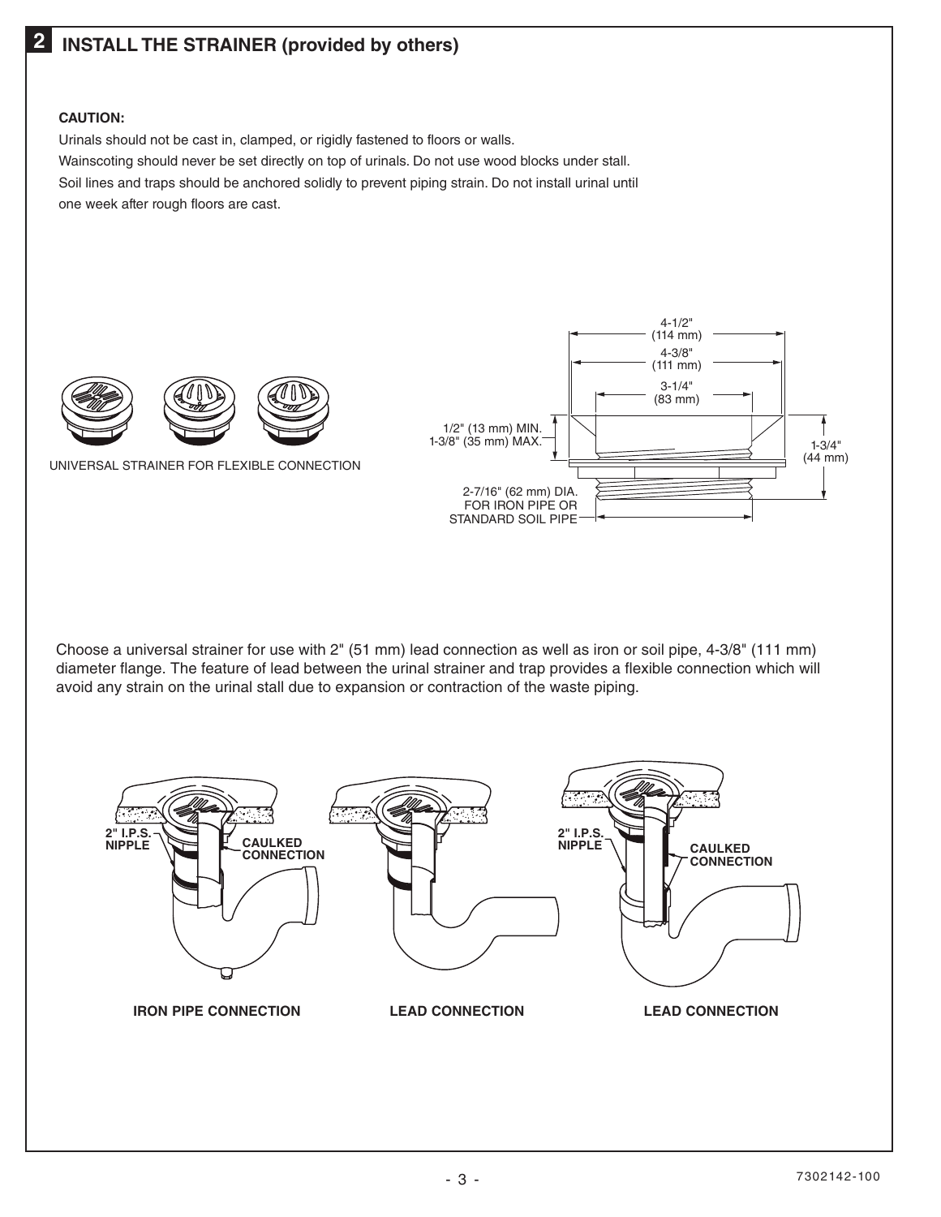## 2 INSTALL THE STRAINER (provided by others)

**CAUTION:**

Urinals should not be cast in, clamped, or rigidly fastened to floors or walls.

Wainscoting should never be set directly on top of urinals. Do not use wood blocks under stall.

Soil lines and traps should be anchored solidly to prevent piping strain. Do not install urinal until one week after rough floors are cast.

UNIVERSAL STRAINER FOR FLEXIBLE CONNECTION

4-1/2" (114 mm)
4-3/8" (111 mm)
3-1/4" (83 mm)
1/2" (13 mm) MIN.
1-3/8" (35 mm) MAX.
1-3/4" (44 mm)
2-7/16" (62 mm) DIA. FOR IRON PIPE OR STANDARD SOIL PIPE

Choose a universal strainer for use with 2" (51 mm) lead connection as well as iron or soil pipe, 4-3/8" (111 mm) diameter flange. The feature of lead between the urinal strainer and trap provides a flexible connection which will avoid any strain on the urinal stall due to expansion or contraction of the waste piping.

2" I.P.S. NIPPLE
CAULKED CONNECTION

**IRON PIPE CONNECTION**

**LEAD CONNECTION**

2" I.P.S. NIPPLE
CAULKED CONNECTION

**LEAD CONNECTION**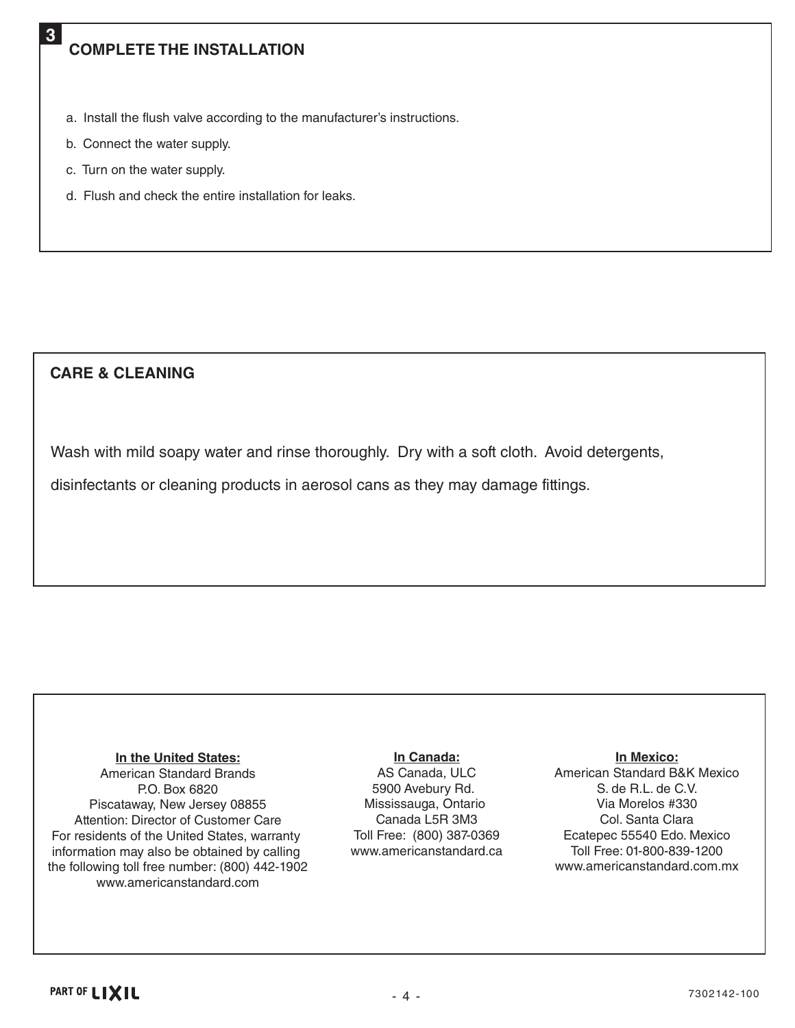## 3 COMPLETE THE INSTALLATION

a. Install the flush valve according to the manufacturer's instructions.

b. Connect the water supply.

c. Turn on the water supply.

d. Flush and check the entire installation for leaks.

## CARE & CLEANING

Wash with mild soapy water and rinse thoroughly. Dry with a soft cloth. Avoid detergents, disinfectants or cleaning products in aerosol cans as they may damage fittings.

**In the United States:**
American Standard Brands
P.O. Box 6820
Piscataway, New Jersey 08855
Attention: Director of Customer Care
For residents of the United States, warranty information may also be obtained by calling the following toll free number: (800) 442-1902
www.americanstandard.com

**In Canada:**
AS Canada, ULC
5900 Avebury Rd.
Mississauga, Ontario
Canada L5R 3M3
Toll Free: (800) 387-0369
www.americanstandard.ca

**In Mexico:**
American Standard B&K Mexico
S. de R.L. de C.V.
Via Morelos #330
Col. Santa Clara
Ecatepec 55540 Edo. Mexico
Toll Free: 01-800-839-1200
www.americanstandard.com.mx

PART OF LIXIL

7302142-100